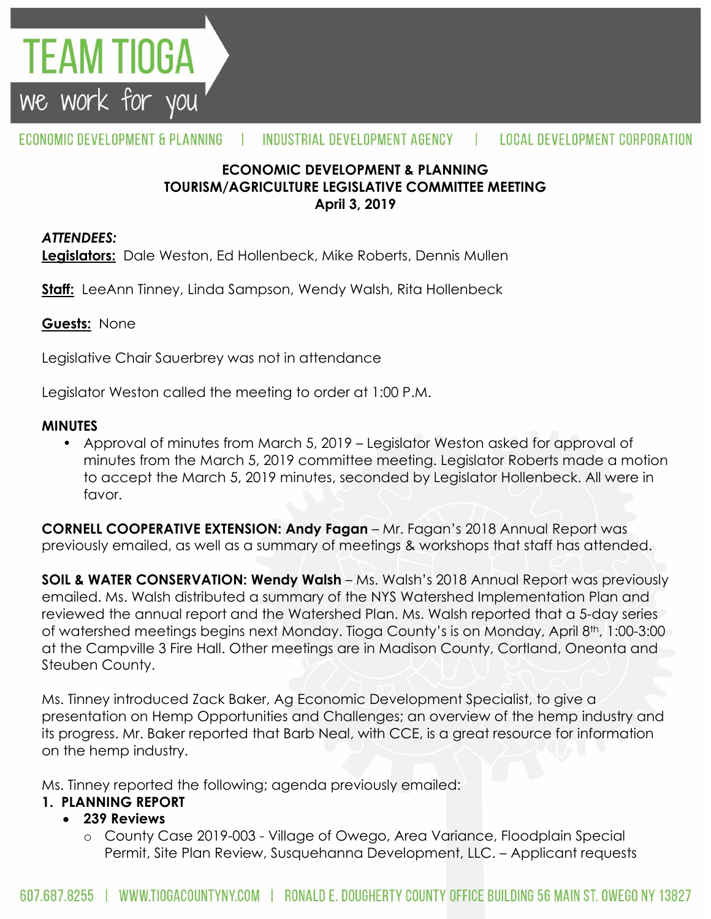TEAM TIOGA
we work for you

ECONOMIC DEVELOPMENT & PLANNING | INDUSTRIAL DEVELOPMENT AGENCY | LOCAL DEVELOPMENT CORPORATION

**ECONOMIC DEVELOPMENT & PLANNING**
**TOURISM/AGRICULTURE LEGISLATIVE COMMITTEE MEETING**
**April 3, 2019**

***ATTENDEES:***

**Legislators:** Dale Weston, Ed Hollenbeck, Mike Roberts, Dennis Mullen

**Staff:** LeeAnn Tinney, Linda Sampson, Wendy Walsh, Rita Hollenbeck

**Guests:** None

Legislative Chair Sauerbrey was not in attendance

Legislator Weston called the meeting to order at 1:00 P.M.

**MINUTES**

- Approval of minutes from March 5, 2019 – Legislator Weston asked for approval of minutes from the March 5, 2019 committee meeting. Legislator Roberts made a motion to accept the March 5, 2019 minutes, seconded by Legislator Hollenbeck. All were in favor.

**CORNELL COOPERATIVE EXTENSION: Andy Fagan** – Mr. Fagan's 2018 Annual Report was previously emailed, as well as a summary of meetings & workshops that staff has attended.

**SOIL & WATER CONSERVATION: Wendy Walsh** – Ms. Walsh's 2018 Annual Report was previously emailed. Ms. Walsh distributed a summary of the NYS Watershed Implementation Plan and reviewed the annual report and the Watershed Plan. Ms. Walsh reported that a 5-day series of watershed meetings begins next Monday. Tioga County's is on Monday, April 8th, 1:00-3:00 at the Campville 3 Fire Hall. Other meetings are in Madison County, Cortland, Oneonta and Steuben County.

Ms. Tinney introduced Zack Baker, Ag Economic Development Specialist, to give a presentation on Hemp Opportunities and Challenges; an overview of the hemp industry and its progress. Mr. Baker reported that Barb Neal, with CCE, is a great resource for information on the hemp industry.

Ms. Tinney reported the following; agenda previously emailed:

1. **PLANNING REPORT**
   - **239 Reviews**
     - County Case 2019-003 - Village of Owego, Area Variance, Floodplain Special Permit, Site Plan Review, Susquehanna Development, LLC. – Applicant requests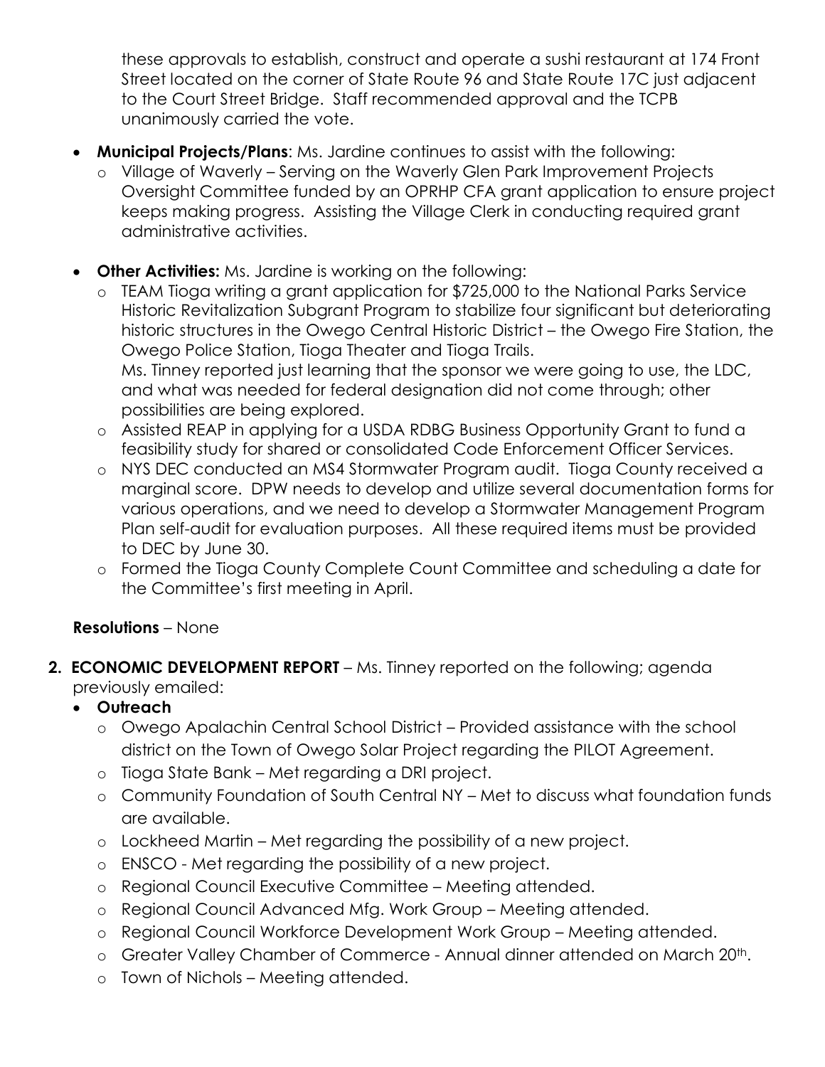these approvals to establish, construct and operate a sushi restaurant at 174 Front Street located on the corner of State Route 96 and State Route 17C just adjacent to the Court Street Bridge. Staff recommended approval and the TCPB unanimously carried the vote.

- **Municipal Projects/Plans**: Ms. Jardine continues to assist with the following:
  - Village of Waverly – Serving on the Waverly Glen Park Improvement Projects Oversight Committee funded by an OPRHP CFA grant application to ensure project keeps making progress. Assisting the Village Clerk in conducting required grant administrative activities.

- **Other Activities:** Ms. Jardine is working on the following:
  - TEAM Tioga writing a grant application for $725,000 to the National Parks Service Historic Revitalization Subgrant Program to stabilize four significant but deteriorating historic structures in the Owego Central Historic District – the Owego Fire Station, the Owego Police Station, Tioga Theater and Tioga Trails.
    Ms. Tinney reported just learning that the sponsor we were going to use, the LDC, and what was needed for federal designation did not come through; other possibilities are being explored.
  - Assisted REAP in applying for a USDA RDBG Business Opportunity Grant to fund a feasibility study for shared or consolidated Code Enforcement Officer Services.
  - NYS DEC conducted an MS4 Stormwater Program audit. Tioga County received a marginal score. DPW needs to develop and utilize several documentation forms for various operations, and we need to develop a Stormwater Management Program Plan self-audit for evaluation purposes. All these required items must be provided to DEC by June 30.
  - Formed the Tioga County Complete Count Committee and scheduling a date for the Committee's first meeting in April.

**Resolutions** – None

2. **ECONOMIC DEVELOPMENT REPORT** – Ms. Tinney reported on the following; agenda previously emailed:
   - **Outreach**
     - Owego Apalachin Central School District – Provided assistance with the school district on the Town of Owego Solar Project regarding the PILOT Agreement.
     - Tioga State Bank – Met regarding a DRI project.
     - Community Foundation of South Central NY – Met to discuss what foundation funds are available.
     - Lockheed Martin – Met regarding the possibility of a new project.
     - ENSCO - Met regarding the possibility of a new project.
     - Regional Council Executive Committee – Meeting attended.
     - Regional Council Advanced Mfg. Work Group – Meeting attended.
     - Regional Council Workforce Development Work Group – Meeting attended.
     - Greater Valley Chamber of Commerce - Annual dinner attended on March 20th.
     - Town of Nichols – Meeting attended.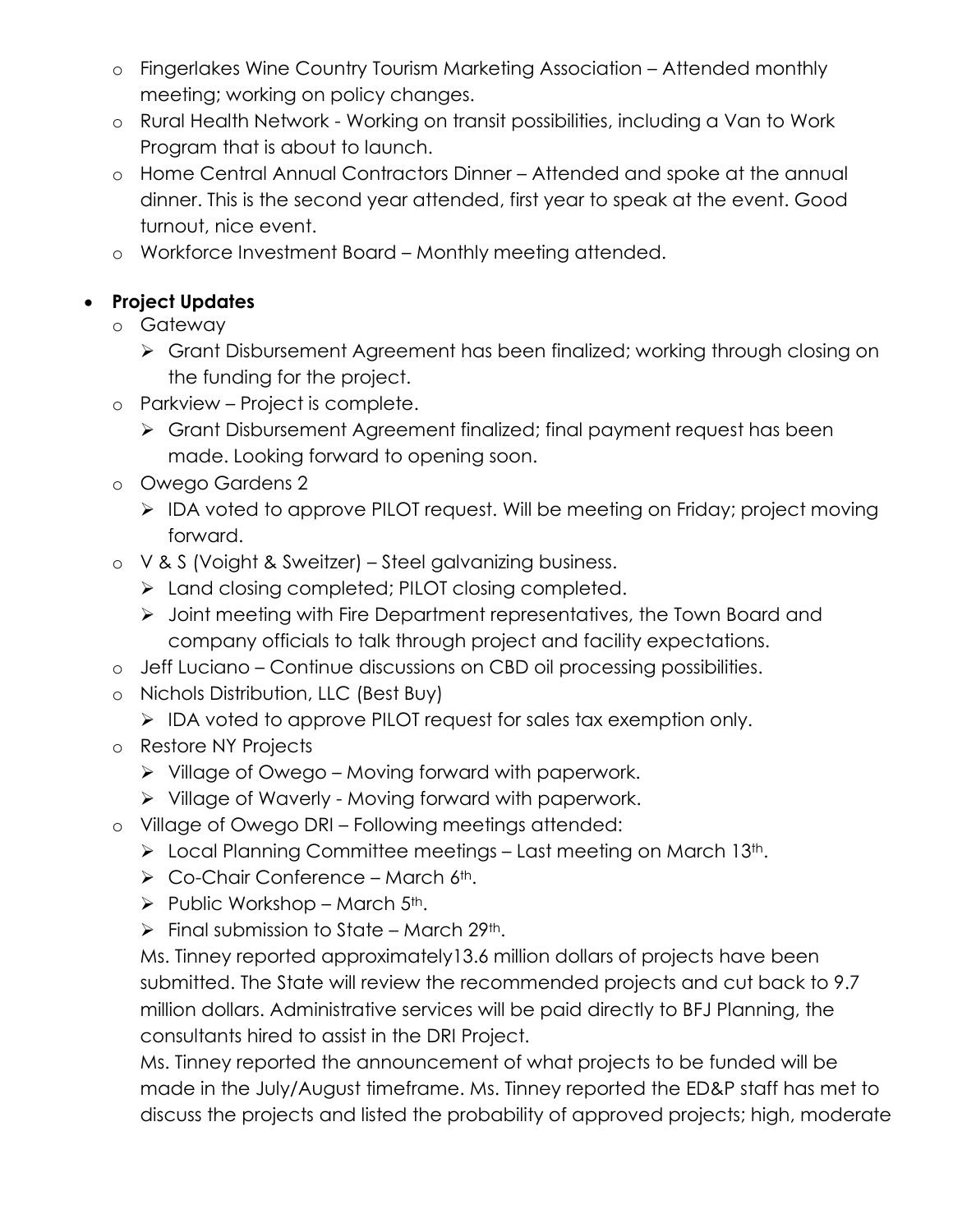- Fingerlakes Wine Country Tourism Marketing Association – Attended monthly meeting; working on policy changes.
- Rural Health Network - Working on transit possibilities, including a Van to Work Program that is about to launch.
- Home Central Annual Contractors Dinner – Attended and spoke at the annual dinner. This is the second year attended, first year to speak at the event. Good turnout, nice event.
- Workforce Investment Board – Monthly meeting attended.

- **Project Updates**
  - Gateway
    - Grant Disbursement Agreement has been finalized; working through closing on the funding for the project.
  - Parkview – Project is complete.
    - Grant Disbursement Agreement finalized; final payment request has been made. Looking forward to opening soon.
  - Owego Gardens 2
    - IDA voted to approve PILOT request. Will be meeting on Friday; project moving forward.
  - V & S (Voight & Sweitzer) – Steel galvanizing business.
    - Land closing completed; PILOT closing completed.
    - Joint meeting with Fire Department representatives, the Town Board and company officials to talk through project and facility expectations.
  - Jeff Luciano – Continue discussions on CBD oil processing possibilities.
  - Nichols Distribution, LLC (Best Buy)
    - IDA voted to approve PILOT request for sales tax exemption only.
  - Restore NY Projects
    - Village of Owego – Moving forward with paperwork.
    - Village of Waverly - Moving forward with paperwork.
  - Village of Owego DRI – Following meetings attended:
    - Local Planning Committee meetings – Last meeting on March 13th.
    - Co-Chair Conference – March 6th.
    - Public Workshop – March 5th.
    - Final submission to State – March 29th.

    Ms. Tinney reported approximately13.6 million dollars of projects have been submitted. The State will review the recommended projects and cut back to 9.7 million dollars. Administrative services will be paid directly to BFJ Planning, the consultants hired to assist in the DRI Project.

    Ms. Tinney reported the announcement of what projects to be funded will be made in the July/August timeframe. Ms. Tinney reported the ED&P staff has met to discuss the projects and listed the probability of approved projects; high, moderate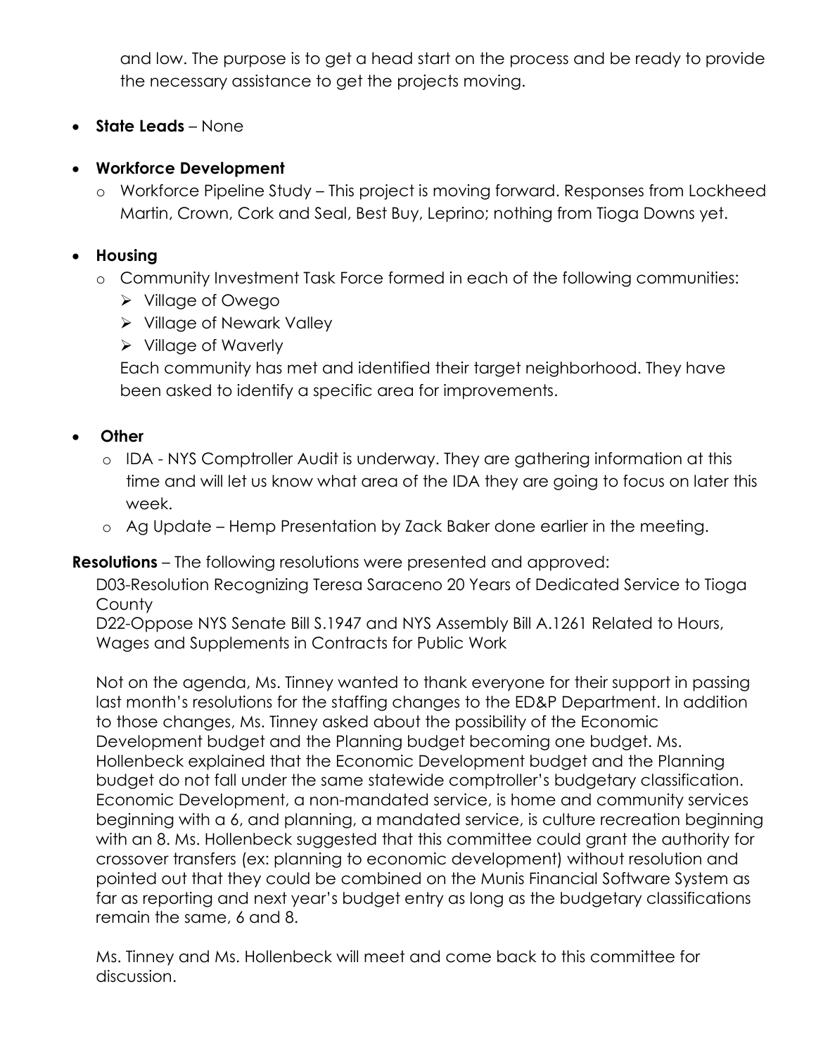and low. The purpose is to get a head start on the process and be ready to provide the necessary assistance to get the projects moving.

- **State Leads** – None

- **Workforce Development**
  - Workforce Pipeline Study – This project is moving forward. Responses from Lockheed Martin, Crown, Cork and Seal, Best Buy, Leprino; nothing from Tioga Downs yet.

- **Housing**
  - Community Investment Task Force formed in each of the following communities:
    - Village of Owego
    - Village of Newark Valley
    - Village of Waverly

    Each community has met and identified their target neighborhood. They have been asked to identify a specific area for improvements.

- **Other**
  - IDA - NYS Comptroller Audit is underway. They are gathering information at this time and will let us know what area of the IDA they are going to focus on later this week.
  - Ag Update – Hemp Presentation by Zack Baker done earlier in the meeting.

**Resolutions** – The following resolutions were presented and approved:

D03-Resolution Recognizing Teresa Saraceno 20 Years of Dedicated Service to Tioga County
D22-Oppose NYS Senate Bill S.1947 and NYS Assembly Bill A.1261 Related to Hours, Wages and Supplements in Contracts for Public Work

Not on the agenda, Ms. Tinney wanted to thank everyone for their support in passing last month's resolutions for the staffing changes to the ED&P Department. In addition to those changes, Ms. Tinney asked about the possibility of the Economic Development budget and the Planning budget becoming one budget. Ms. Hollenbeck explained that the Economic Development budget and the Planning budget do not fall under the same statewide comptroller's budgetary classification. Economic Development, a non-mandated service, is home and community services beginning with a 6, and planning, a mandated service, is culture recreation beginning with an 8. Ms. Hollenbeck suggested that this committee could grant the authority for crossover transfers (ex: planning to economic development) without resolution and pointed out that they could be combined on the Munis Financial Software System as far as reporting and next year's budget entry as long as the budgetary classifications remain the same, 6 and 8.

Ms. Tinney and Ms. Hollenbeck will meet and come back to this committee for discussion.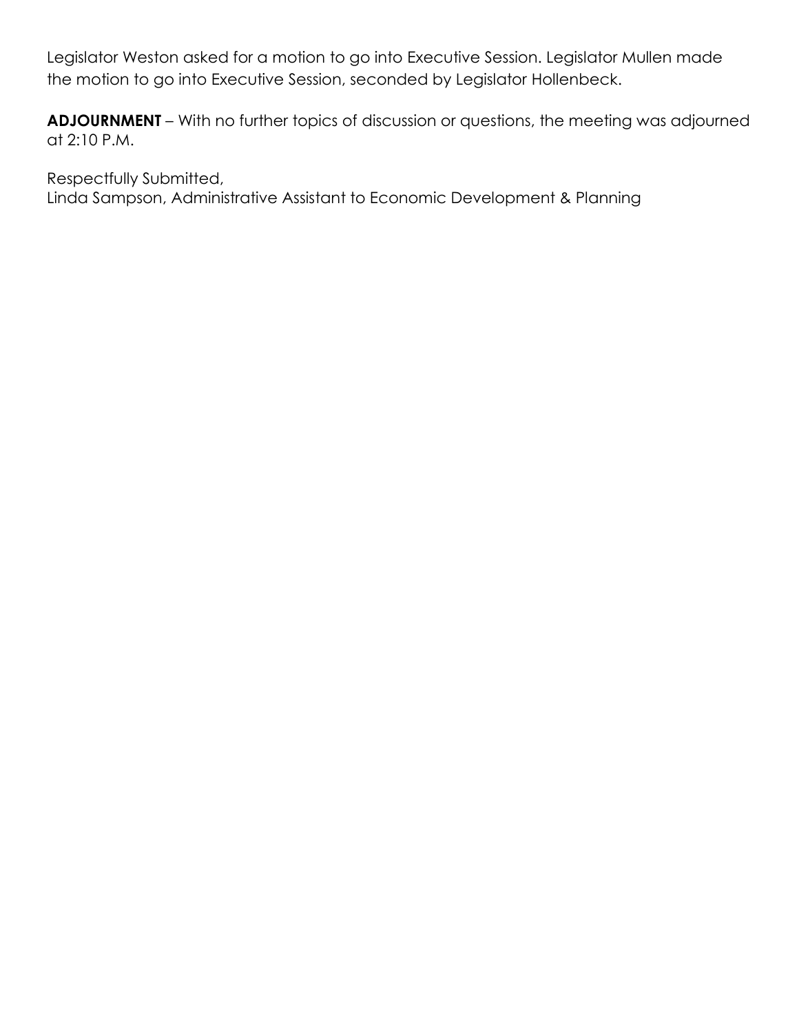Legislator Weston asked for a motion to go into Executive Session. Legislator Mullen made the motion to go into Executive Session, seconded by Legislator Hollenbeck.

**ADJOURNMENT** – With no further topics of discussion or questions, the meeting was adjourned at 2:10 P.M.

Respectfully Submitted,
Linda Sampson, Administrative Assistant to Economic Development & Planning